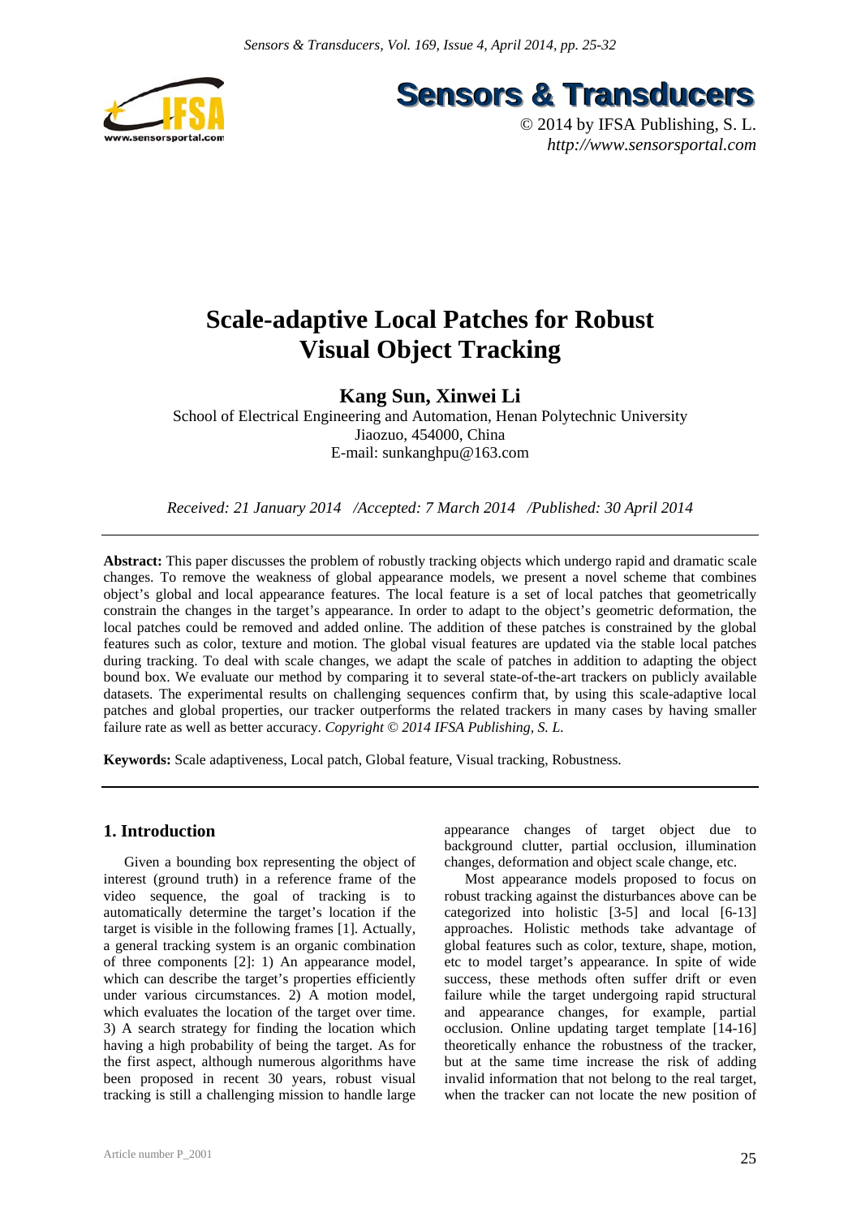# Scale-adaptive Local Patches for Robust Visual Object Tracking

**Kang Sun, Xinwei Li**

School of Electrical Engineering and Automation, Henan Polytechnic University
Jiaozuo, 454000, China
E-mail: sunkanghpu@163.com

*Received: 21 January 2014 /Accepted: 7 March 2014 /Published: 30 April 2014*

---

**Abstract:** This paper discusses the problem of robustly tracking objects which undergo rapid and dramatic scale changes. To remove the weakness of global appearance models, we present a novel scheme that combines object's global and local appearance features. The local feature is a set of local patches that geometrically constrain the changes in the target's appearance. In order to adapt to the object's geometric deformation, the local patches could be removed and added online. The addition of these patches is constrained by the global features such as color, texture and motion. The global visual features are updated via the stable local patches during tracking. To deal with scale changes, we adapt the scale of patches in addition to adapting the object bound box. We evaluate our method by comparing it to several state-of-the-art trackers on publicly available datasets. The experimental results on challenging sequences confirm that, by using this scale-adaptive local patches and global properties, our tracker outperforms the related trackers in many cases by having smaller failure rate as well as better accuracy. *Copyright © 2014 IFSA Publishing, S. L.*

**Keywords:** Scale adaptiveness, Local patch, Global feature, Visual tracking, Robustness.

---

## 1. Introduction

Given a bounding box representing the object of interest (ground truth) in a reference frame of the video sequence, the goal of tracking is to automatically determine the target's location if the target is visible in the following frames [1]. Actually, a general tracking system is an organic combination of three components [2]: 1) An appearance model, which can describe the target's properties efficiently under various circumstances. 2) A motion model, which evaluates the location of the target over time. 3) A search strategy for finding the location which having a high probability of being the target. As for the first aspect, although numerous algorithms have been proposed in recent 30 years, robust visual tracking is still a challenging mission to handle large appearance changes of target object due to background clutter, partial occlusion, illumination changes, deformation and object scale change, etc.

Most appearance models proposed to focus on robust tracking against the disturbances above can be categorized into holistic [3-5] and local [6-13] approaches. Holistic methods take advantage of global features such as color, texture, shape, motion, etc to model target's appearance. In spite of wide success, these methods often suffer drift or even failure while the target undergoing rapid structural and appearance changes, for example, partial occlusion. Online updating target template [14-16] theoretically enhance the robustness of the tracker, but at the same time increase the risk of adding invalid information that not belong to the real target, when the tracker can not locate the new position of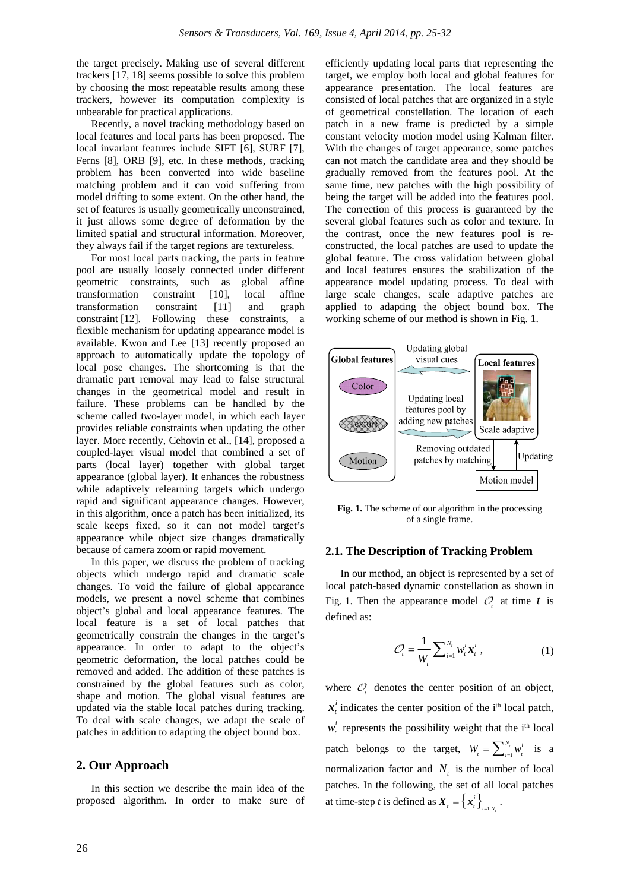the target precisely. Making use of several different trackers [17, 18] seems possible to solve this problem by choosing the most repeatable results among these trackers, however its computation complexity is unbearable for practical applications.

Recently, a novel tracking methodology based on local features and local parts has been proposed. The local invariant features include SIFT [6], SURF [7], Ferns [8], ORB [9], etc. In these methods, tracking problem has been converted into wide baseline matching problem and it can void suffering from model drifting to some extent. On the other hand, the set of features is usually geometrically unconstrained, it just allows some degree of deformation by the limited spatial and structural information. Moreover, they always fail if the target regions are textureless.

For most local parts tracking, the parts in feature pool are usually loosely connected under different geometric constraints, such as global affine transformation constraint [10], local affine transformation constraint [11] and graph constraint [12]. Following these constraints, a flexible mechanism for updating appearance model is available. Kwon and Lee [13] recently proposed an approach to automatically update the topology of local pose changes. The shortcoming is that the dramatic part removal may lead to false structural changes in the geometrical model and result in failure. These problems can be handled by the scheme called two-layer model, in which each layer provides reliable constraints when updating the other layer. More recently, Cehovin et al., [14], proposed a coupled-layer visual model that combined a set of parts (local layer) together with global target appearance (global layer). It enhances the robustness while adaptively relearning targets which undergo rapid and significant appearance changes. However, in this algorithm, once a patch has been initialized, its scale keeps fixed, so it can not model target's appearance while object size changes dramatically because of camera zoom or rapid movement.

In this paper, we discuss the problem of tracking objects which undergo rapid and dramatic scale changes. To void the failure of global appearance models, we present a novel scheme that combines object's global and local appearance features. The local feature is a set of local patches that geometrically constrain the changes in the target's appearance. In order to adapt to the object's geometric deformation, the local patches could be removed and added. The addition of these patches is constrained by the global features such as color, shape and motion. The global visual features are updated via the stable local patches during tracking. To deal with scale changes, we adapt the scale of patches in addition to adapting the object bound box.

## 2. Our Approach

In this section we describe the main idea of the proposed algorithm. In order to make sure of efficiently updating local parts that representing the target, we employ both local and global features for appearance presentation. The local features are consisted of local patches that are organized in a style of geometrical constellation. The location of each patch in a new frame is predicted by a simple constant velocity motion model using Kalman filter. With the changes of target appearance, some patches can not match the candidate area and they should be gradually removed from the features pool. At the same time, new patches with the high possibility of being the target will be added into the features pool. The correction of this process is guaranteed by the several global features such as color and texture. In the contrast, once the new features pool is re-constructed, the local patches are used to update the global feature. The cross validation between global and local features ensures the stabilization of the appearance model updating process. To deal with large scale changes, scale adaptive patches are applied to adapting the object bound box. The working scheme of our method is shown in Fig. 1.

**Fig. 1.** The scheme of our algorithm in the processing of a single frame.

### 2.1. The Description of Tracking Problem

In our method, an object is represented by a set of local patch-based dynamic constellation as shown in Fig. 1. Then the appearance model $\mathcal{O}_t$ at time $t$ is defined as:

$$\mathcal{O}_t = \frac{1}{W_t}\sum\nolimits_{i=1}^{N_t} w_t^i \boldsymbol{x}_t^i \,, \tag{1}$$

where $\mathcal{O}_t$ denotes the center position of an object, $\boldsymbol{x}_t^i$ indicates the center position of the i[th] local patch, $w_t^i$ represents the possibility weight that the i[th] local patch belongs to the target, $W_t = \sum\nolimits_{i=1}^{N_t} w_t^i$ is a normalization factor and $N_t$ is the number of local patches. In the following, the set of all local patches at time-step $t$ is defined as $\boldsymbol{X}_t = \left\{\boldsymbol{x}_t^i\right\}_{i=1:N_t}$.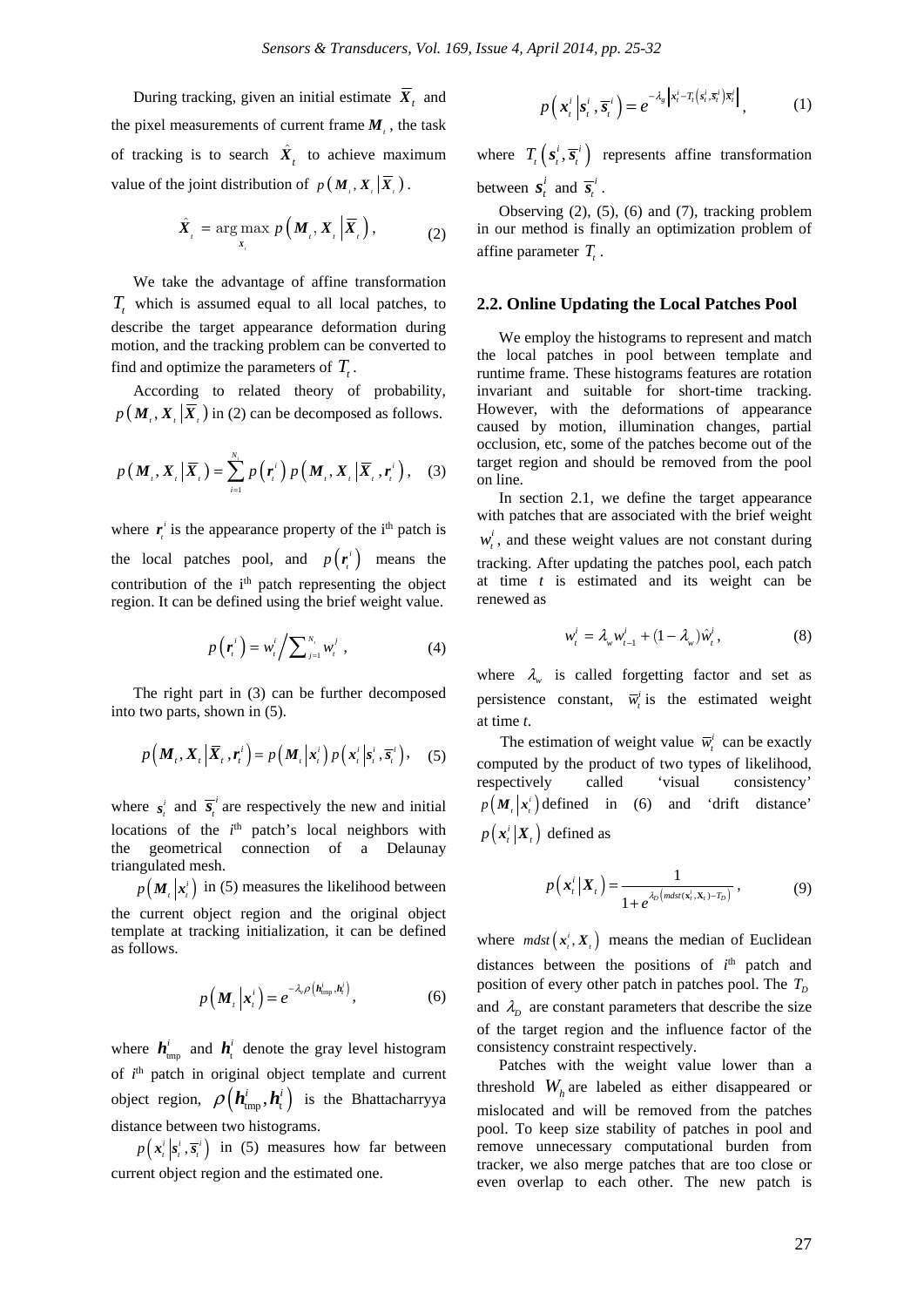During tracking, given an initial estimate $\overline{X}_t$ and the pixel measurements of current frame $M_t$, the task of tracking is to search $\hat{X}_t$ to achieve maximum value of the joint distribution of $p\left(M_t, X_t \left| \overline{X}_t\right.\right)$.

$$\hat{X}_t = \arg\max_{X_t} p\left(M_t, X_t \left| \overline{X}_t\right.\right), \tag{2}$$

We take the advantage of affine transformation $T_t$ which is assumed equal to all local patches, to describe the target appearance deformation during motion, and the tracking problem can be converted to find and optimize the parameters of $T_t$.

According to related theory of probability, $p\left(M_t, X_t \left| \overline{X}_t\right.\right)$ in (2) can be decomposed as follows.

$$p\left(M_t, X_t \left| \overline{X}_t\right.\right) = \sum_{i=1}^{N_t} p\left(r_t^i\right) p\left(M_t, X_t \left| \overline{X}_t, r_t^i\right.\right), \tag{3}$$

where $r_t^i$ is the appearance property of the i[th] patch is the local patches pool, and $p\left(r_t^i\right)$ means the contribution of the i[th] patch representing the object region. It can be defined using the brief weight value.

$$p\left(r_t^i\right) = w_t^i \Big/ \sum_{j=1}^{N_t} w_t^j, \tag{4}$$

The right part in (3) can be further decomposed into two parts, shown in (5).

$$p\left(M_t, X_t \left| \overline{X}_t, r_t^i\right.\right) = p\left(M_t \left| x_t^i\right.\right) p\left(x_t^i \left| s_t^i, \overline{s}_t^i\right.\right), \tag{5}$$

where $s_t^i$ and $\overline{s}_t^i$ are respectively the new and initial locations of the $i$[th] patch's local neighbors with the geometrical connection of a Delaunay triangulated mesh.

$p\left(M_t \left| x_t^i\right.\right)$ in (5) measures the likelihood between the current object region and the original object template at tracking initialization, it can be defined as follows.

$$p\left(M_t \left| x_t^i\right.\right) = e^{-\lambda_v \rho\left(h_{tmp}^i, h_t^i\right)}, \tag{6}$$

where $h_{tmp}^i$ and $h_t^i$ denote the gray level histogram of $i$[th] patch in original object template and current object region, $\rho\left(h_{tmp}^i, h_t^i\right)$ is the Bhattacharryya distance between two histograms.

$p\left(x_t^i \left| s_t^i, \overline{s}_t^i\right.\right)$ in (5) measures how far between current object region and the estimated one.

$$p\left(x_t^i \left| s_t^i, \overline{s}_t^i\right.\right) = e^{-\lambda_g \left| x_t^i - T_t\left(s_t^i, \overline{s}_t^i\right)\overline{x}_t^i \right|}, \tag{1}$$

where $T_t\left(s_t^i, \overline{s}_t^i\right)$ represents affine transformation between $s_t^i$ and $\overline{s}_t^i$.

Observing (2), (5), (6) and (7), tracking problem in our method is finally an optimization problem of affine parameter $T_t$.

## 2.2. Online Updating the Local Patches Pool

We employ the histograms to represent and match the local patches in pool between template and runtime frame. These histograms features are rotation invariant and suitable for short-time tracking. However, with the deformations of appearance caused by motion, illumination changes, partial occlusion, etc, some of the patches become out of the target region and should be removed from the pool on line.

In section 2.1, we define the target appearance with patches that are associated with the brief weight $w_t^i$, and these weight values are not constant during tracking. After updating the patches pool, each patch at time $t$ is estimated and its weight can be renewed as

$$w_t^i = \lambda_w w_{t-1}^i + (1 - \lambda_w)\hat{w}_t^i, \tag{8}$$

where $\lambda_w$ is called forgetting factor and set as persistence constant, $\overline{w}_t^i$ is the estimated weight at time $t$.

The estimation of weight value $\overline{w}_t^i$ can be exactly computed by the product of two types of likelihood, respectively called 'visual consistency' $p\left(M_t \left| x_t^i\right.\right)$ defined in (6) and 'drift distance' $p\left(x_t^i \left| X_t\right.\right)$ defined as

$$p\left(x_t^i \left| X_t\right.\right) = \frac{1}{1 + e^{\lambda_D\left(mdst\left(x_t^i, X_t\right) - T_D\right)}}, \tag{9}$$

where $mdst\left(x_t^i, X_t\right)$ means the median of Euclidean distances between the positions of $i$[th] patch and position of every other patch in patches pool. The $T_D$ and $\lambda_D$ are constant parameters that describe the size of the target region and the influence factor of the consistency constraint respectively.

Patches with the weight value lower than a threshold $W_h$ are labeled as either disappeared or mislocated and will be removed from the patches pool. To keep size stability of patches in pool and remove unnecessary computational burden from tracker, we also merge patches that are too close or even overlap to each other. The new patch is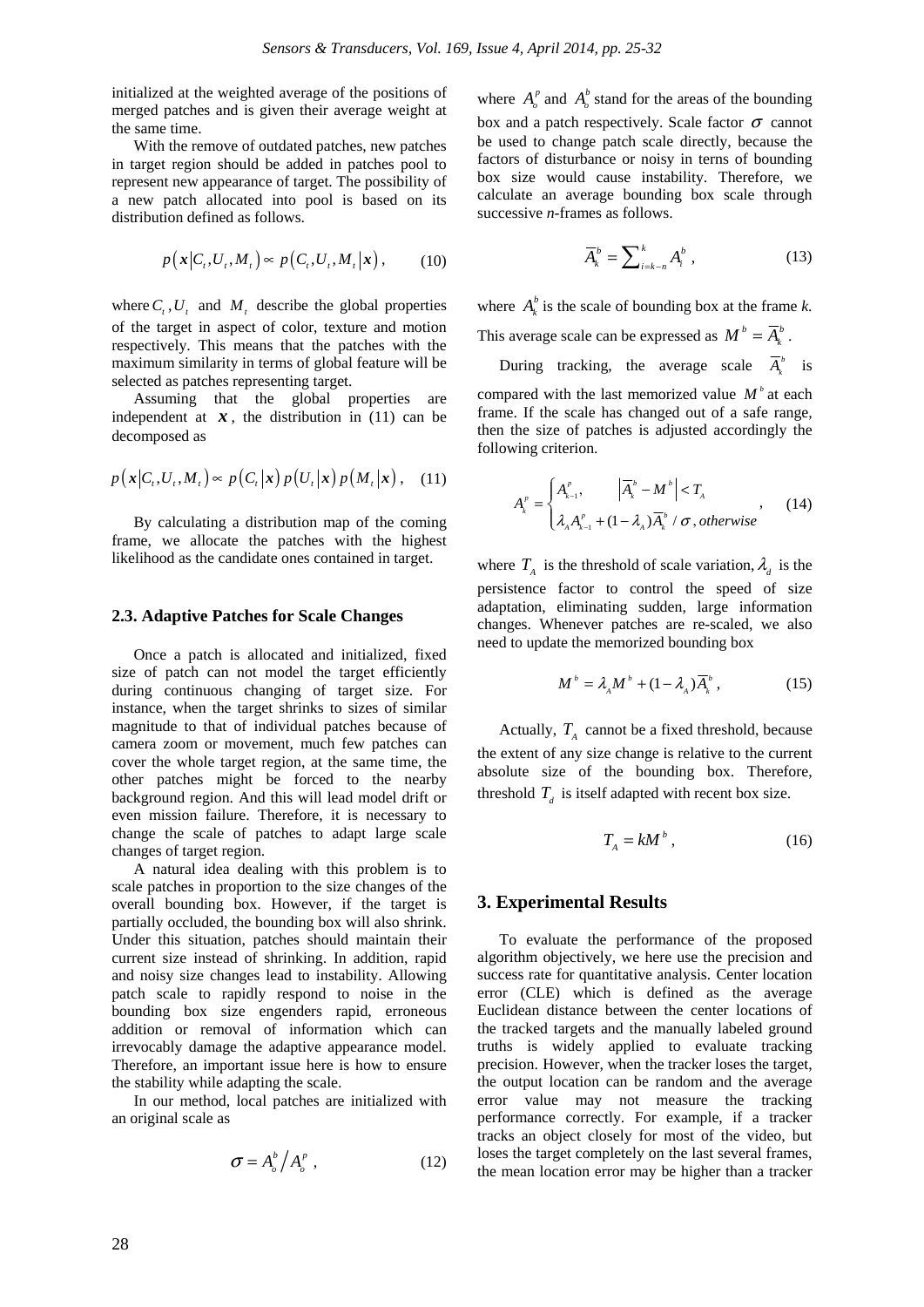initialized at the weighted average of the positions of merged patches and is given their average weight at the same time.

With the remove of outdated patches, new patches in target region should be added in patches pool to represent new appearance of target. The possibility of a new patch allocated into pool is based on its distribution defined as follows.

$$p\left(\boldsymbol{x}\middle|C_t,U_t,M_t\right)\propto p\left(C_t,U_t,M_t\middle|\boldsymbol{x}\right), \qquad (10)$$

where $C_t, U_t$ and $M_t$ describe the global properties of the target in aspect of color, texture and motion respectively. This means that the patches with the maximum similarity in terms of global feature will be selected as patches representing target.

Assuming that the global properties are independent at $\boldsymbol{x}$, the distribution in (11) can be decomposed as

$$p\left(\boldsymbol{x}\middle|C_t,U_t,M_t\right)\propto p\left(C_t\middle|\boldsymbol{x}\right)p\left(U_t\middle|\boldsymbol{x}\right)p\left(M_t\middle|\boldsymbol{x}\right), \quad (11)$$

By calculating a distribution map of the coming frame, we allocate the patches with the highest likelihood as the candidate ones contained in target.

### 2.3. Adaptive Patches for Scale Changes

Once a patch is allocated and initialized, fixed size of patch can not model the target efficiently during continuous changing of target size. For instance, when the target shrinks to sizes of similar magnitude to that of individual patches because of camera zoom or movement, much few patches can cover the whole target region, at the same time, the other patches might be forced to the nearby background region. And this will lead model drift or even mission failure. Therefore, it is necessary to change the scale of patches to adapt large scale changes of target region.

A natural idea dealing with this problem is to scale patches in proportion to the size changes of the overall bounding box. However, if the target is partially occluded, the bounding box will also shrink. Under this situation, patches should maintain their current size instead of shrinking. In addition, rapid and noisy size changes lead to instability. Allowing patch scale to rapidly respond to noise in the bounding box size engenders rapid, erroneous addition or removal of information which can irrevocably damage the adaptive appearance model. Therefore, an important issue here is how to ensure the stability while adapting the scale.

In our method, local patches are initialized with an original scale as

$$\sigma = A_o^b \big/ A_o^p \,, \qquad (12)$$

where $A_o^p$ and $A_o^b$ stand for the areas of the bounding box and a patch respectively. Scale factor $\sigma$ cannot be used to change patch scale directly, because the factors of disturbance or noisy in terns of bounding box size would cause instability. Therefore, we calculate an average bounding box scale through successive *n*-frames as follows.

$$\overline{A}_k^b = \sum\nolimits_{i=k-n}^{k} A_i^b \,, \qquad (13)$$

where $A_k^b$ is the scale of bounding box at the frame *k*. This average scale can be expressed as $M^b = \overline{A}_k^b$.

During tracking, the average scale $\overline{A}_k^b$ is compared with the last memorized value $M^b$ at each frame. If the scale has changed out of a safe range, then the size of patches is adjusted accordingly the following criterion.

$$A_k^p = \begin{cases} A_{k-1}^p, & \left|\overline{A}_k^b - M^b\right| < T_A \\ \lambda_A A_{k-1}^p + (1-\lambda_A)\overline{A}_k^b / \sigma, & otherwise \end{cases}, \qquad (14)$$

where $T_A$ is the threshold of scale variation, $\lambda_d$ is the persistence factor to control the speed of size adaptation, eliminating sudden, large information changes. Whenever patches are re-scaled, we also need to update the memorized bounding box

$$M^b = \lambda_A M^b + (1-\lambda_A)\overline{A}_k^b \,, \qquad (15)$$

Actually, $T_A$ cannot be a fixed threshold, because the extent of any size change is relative to the current absolute size of the bounding box. Therefore, threshold $T_d$ is itself adapted with recent box size.

$$T_A = kM^b \,, \qquad (16)$$

## 3. Experimental Results

To evaluate the performance of the proposed algorithm objectively, we here use the precision and success rate for quantitative analysis. Center location error (CLE) which is defined as the average Euclidean distance between the center locations of the tracked targets and the manually labeled ground truths is widely applied to evaluate tracking precision. However, when the tracker loses the target, the output location can be random and the average error value may not measure the tracking performance correctly. For example, if a tracker tracks an object closely for most of the video, but loses the target completely on the last several frames, the mean location error may be higher than a tracker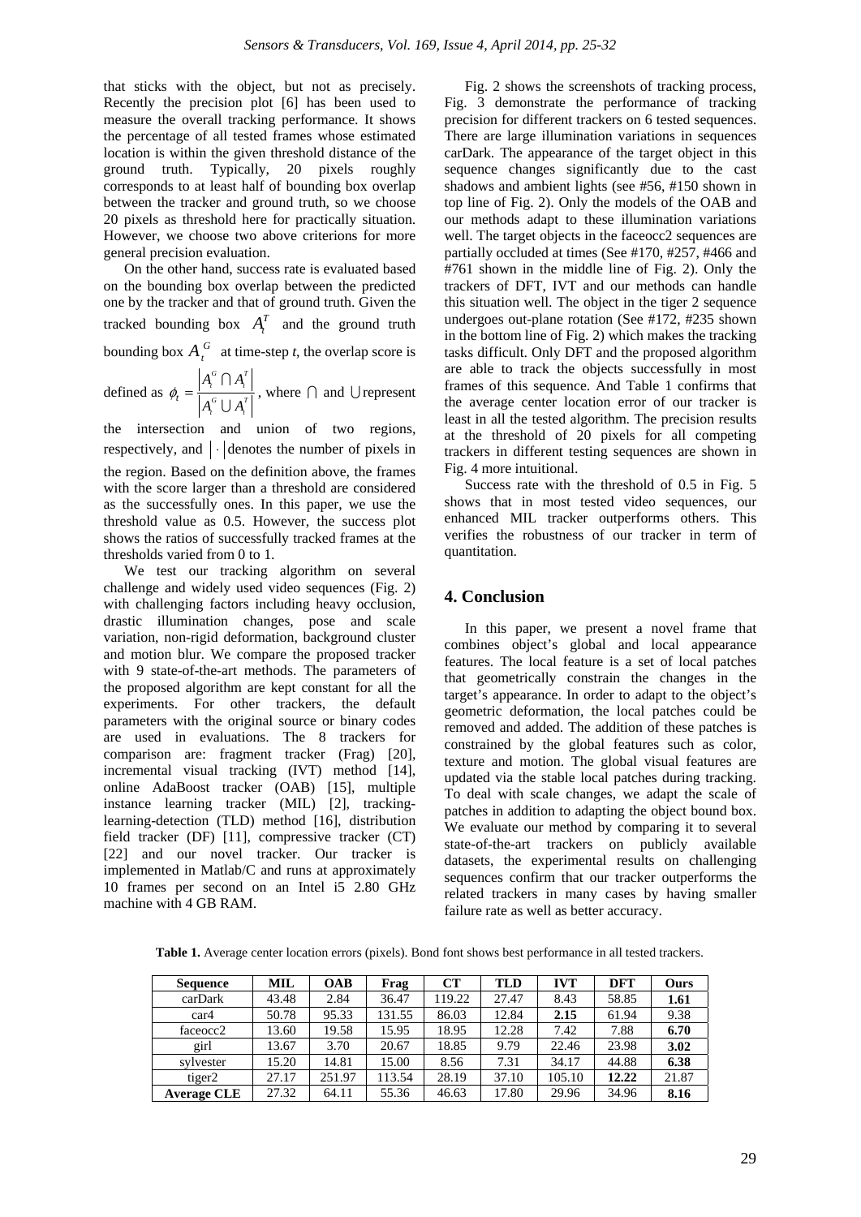that sticks with the object, but not as precisely. Recently the precision plot [6] has been used to measure the overall tracking performance. It shows the percentage of all tested frames whose estimated location is within the given threshold distance of the ground truth. Typically, 20 pixels roughly corresponds to at least half of bounding box overlap between the tracker and ground truth, so we choose 20 pixels as threshold here for practically situation. However, we choose two above criterions for more general precision evaluation.

On the other hand, success rate is evaluated based on the bounding box overlap between the predicted one by the tracker and that of ground truth. Given the tracked bounding box $A_t^T$ and the ground truth bounding box $A_t^G$ at time-step *t*, the overlap score is defined as $\phi_t = \frac{|A_t^G \cap A_t^T|}{|A_t^G \cup A_t^T|}$, where $\cap$ and $\cup$ represent the intersection and union of two regions, respectively, and $|\cdot|$ denotes the number of pixels in the region. Based on the definition above, the frames with the score larger than a threshold are considered as the successfully ones. In this paper, we use the threshold value as 0.5. However, the success plot shows the ratios of successfully tracked frames at the thresholds varied from 0 to 1.

We test our tracking algorithm on several challenge and widely used video sequences (Fig. 2) with challenging factors including heavy occlusion, drastic illumination changes, pose and scale variation, non-rigid deformation, background cluster and motion blur. We compare the proposed tracker with 9 state-of-the-art methods. The parameters of the proposed algorithm are kept constant for all the experiments. For other trackers, the default parameters with the original source or binary codes are used in evaluations. The 8 trackers for comparison are: fragment tracker (Frag) [20], incremental visual tracking (IVT) method [14], online AdaBoost tracker (OAB) [15], multiple instance learning tracker (MIL) [2], tracking-learning-detection (TLD) method [16], distribution field tracker (DF) [11], compressive tracker (CT) [22] and our novel tracker. Our tracker is implemented in Matlab/C and runs at approximately 10 frames per second on an Intel i5 2.80 GHz machine with 4 GB RAM.

Fig. 2 shows the screenshots of tracking process, Fig. 3 demonstrate the performance of tracking precision for different trackers on 6 tested sequences. There are large illumination variations in sequences carDark. The appearance of the target object in this sequence changes significantly due to the cast shadows and ambient lights (see #56, #150 shown in top line of Fig. 2). Only the models of the OAB and our methods adapt to these illumination variations well. The target objects in the faceocc2 sequences are partially occluded at times (See #170, #257, #466 and #761 shown in the middle line of Fig. 2). Only the trackers of DFT, IVT and our methods can handle this situation well. The object in the tiger 2 sequence undergoes out-plane rotation (See #172, #235 shown in the bottom line of Fig. 2) which makes the tracking tasks difficult. Only DFT and the proposed algorithm are able to track the objects successfully in most frames of this sequence. And Table 1 confirms that the average center location error of our tracker is least in all the tested algorithm. The precision results at the threshold of 20 pixels for all competing trackers in different testing sequences are shown in Fig. 4 more intuitional.

Success rate with the threshold of 0.5 in Fig. 5 shows that in most tested video sequences, our enhanced MIL tracker outperforms others. This verifies the robustness of our tracker in term of quantitation.

## 4. Conclusion

In this paper, we present a novel frame that combines object's global and local appearance features. The local feature is a set of local patches that geometrically constrain the changes in the target's appearance. In order to adapt to the object's geometric deformation, the local patches could be removed and added. The addition of these patches is constrained by the global features such as color, texture and motion. The global visual features are updated via the stable local patches during tracking. To deal with scale changes, we adapt the scale of patches in addition to adapting the object bound box. We evaluate our method by comparing it to several state-of-the-art trackers on publicly available datasets, the experimental results on challenging sequences confirm that our tracker outperforms the related trackers in many cases by having smaller failure rate as well as better accuracy.

**Table 1.** Average center location errors (pixels). Bond font shows best performance in all tested trackers.

| Sequence | MIL | OAB | Frag | CT | TLD | IVT | DFT | Ours |
|---|---|---|---|---|---|---|---|---|
| carDark | 43.48 | 2.84 | 36.47 | 119.22 | 27.47 | 8.43 | 58.85 | **1.61** |
| car4 | 50.78 | 95.33 | 131.55 | 86.03 | 12.84 | **2.15** | 61.94 | 9.38 |
| faceocc2 | 13.60 | 19.58 | 15.95 | 18.95 | 12.28 | 7.42 | 7.88 | **6.70** |
| girl | 13.67 | 3.70 | 20.67 | 18.85 | 9.79 | 22.46 | 23.98 | **3.02** |
| sylvester | 15.20 | 14.81 | 15.00 | 8.56 | 7.31 | 34.17 | 44.88 | **6.38** |
| tiger2 | 27.17 | 251.97 | 113.54 | 28.19 | 37.10 | 105.10 | **12.22** | 21.87 |
| **Average CLE** | 27.32 | 64.11 | 55.36 | 46.63 | 17.80 | 29.96 | 34.96 | **8.16** |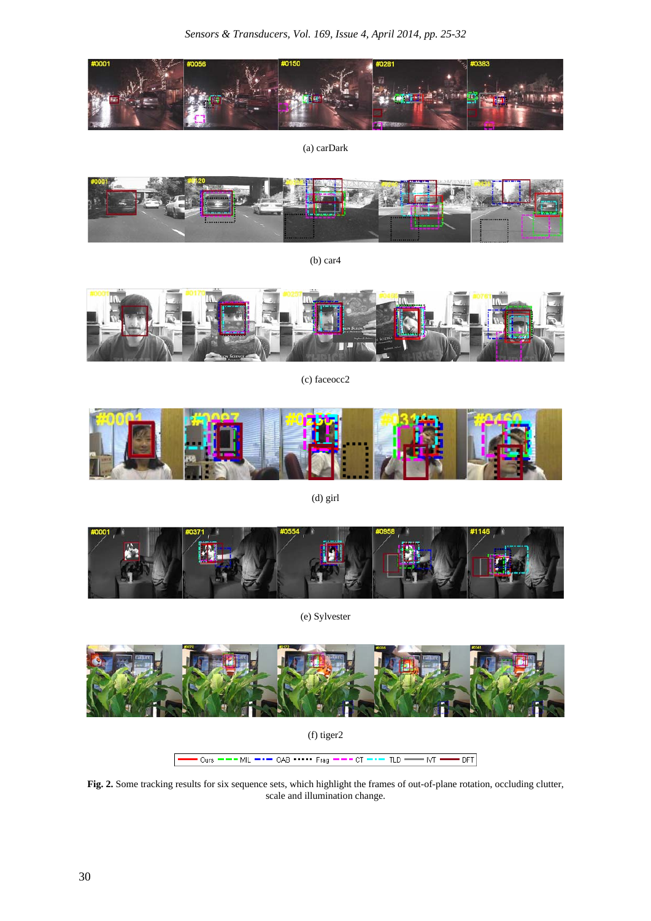(a) carDark

(b) car4

(c) faceocc2

(d) girl

(e) Sylvester

(f) tiger2

Ours MIL OAB Frag CT TLD IVT DFT

**Fig. 2.** Some tracking results for six sequence sets, which highlight the frames of out-of-plane rotation, occluding clutter, scale and illumination change.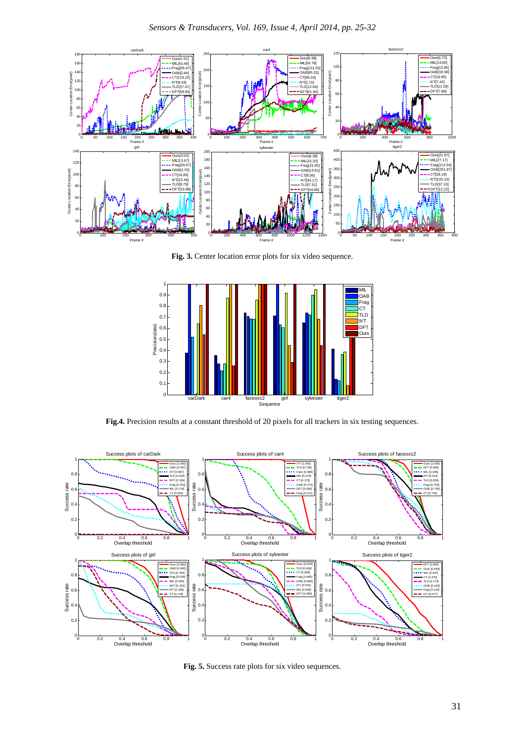**Fig. 3.** Center location error plots for six video sequence.

**Fig.4.** Precision results at a constant threshold of 20 pixels for all trackers in six testing sequences.

**Fig. 5.** Success rate plots for six video sequences.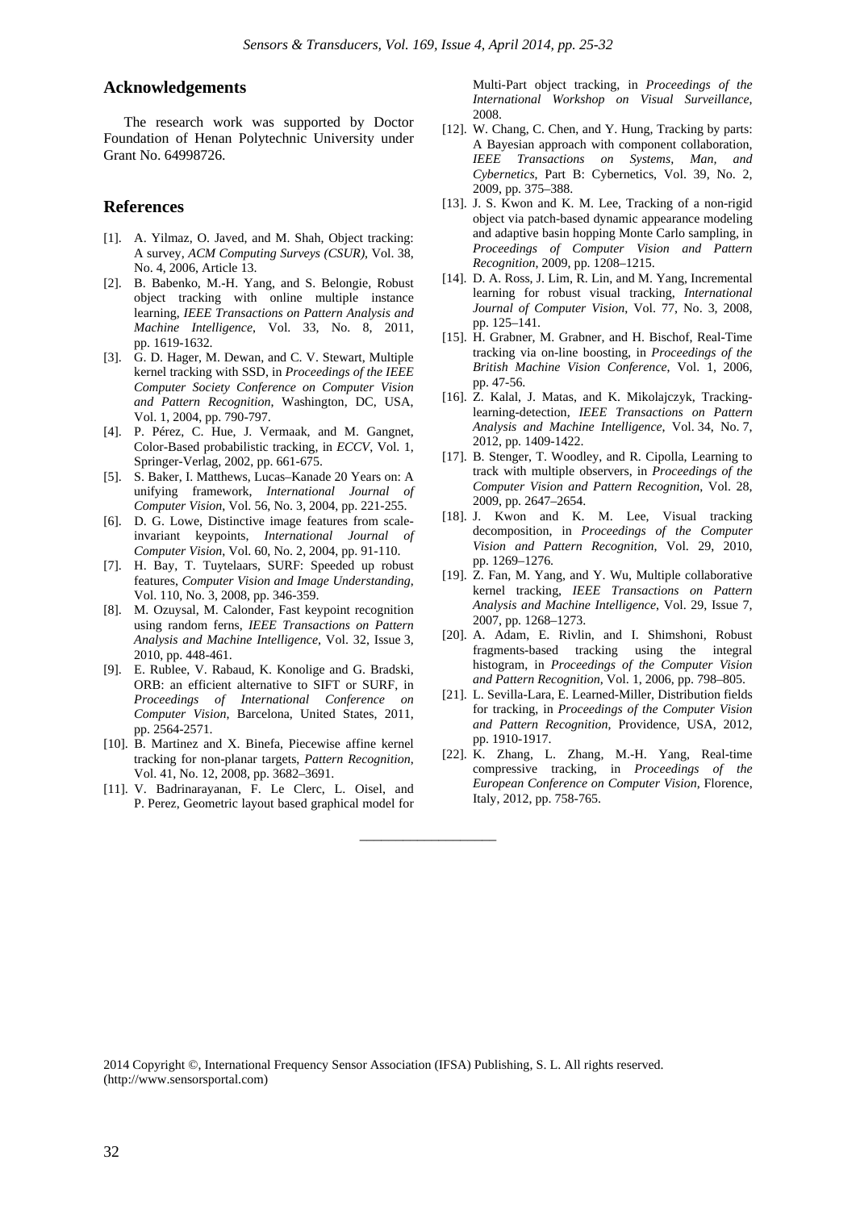## Acknowledgements

The research work was supported by Doctor Foundation of Henan Polytechnic University under Grant No. 64998726.

## References

[1]. A. Yilmaz, O. Javed, and M. Shah, Object tracking: A survey, *ACM Computing Surveys (CSUR)*, Vol. 38, No. 4, 2006, Article 13.

[2]. B. Babenko, M.-H. Yang, and S. Belongie, Robust object tracking with online multiple instance learning, *IEEE Transactions on Pattern Analysis and Machine Intelligence*, Vol. 33, No. 8, 2011, pp. 1619-1632.

[3]. G. D. Hager, M. Dewan, and C. V. Stewart, Multiple kernel tracking with SSD, in *Proceedings of the IEEE Computer Society Conference on Computer Vision and Pattern Recognition*, Washington, DC, USA, Vol. 1, 2004, pp. 790-797.

[4]. P. Pérez, C. Hue, J. Vermaak, and M. Gangnet, Color-Based probabilistic tracking, in *ECCV*, Vol. 1, Springer-Verlag, 2002, pp. 661-675.

[5]. S. Baker, I. Matthews, Lucas–Kanade 20 Years on: A unifying framework, *International Journal of Computer Vision*, Vol. 56, No. 3, 2004, pp. 221-255.

[6]. D. G. Lowe, Distinctive image features from scale-invariant keypoints, *International Journal of Computer Vision*, Vol. 60, No. 2, 2004, pp. 91-110.

[7]. H. Bay, T. Tuytelaars, SURF: Speeded up robust features, *Computer Vision and Image Understanding*, Vol. 110, No. 3, 2008, pp. 346-359.

[8]. M. Ozuysal, M. Calonder, Fast keypoint recognition using random ferns, *IEEE Transactions on Pattern Analysis and Machine Intelligence*, Vol. 32, Issue 3, 2010, pp. 448-461.

[9]. E. Rublee, V. Rabaud, K. Konolige and G. Bradski, ORB: an efficient alternative to SIFT or SURF, in *Proceedings of International Conference on Computer Vision*, Barcelona, United States, 2011, pp. 2564-2571.

[10]. B. Martinez and X. Binefa, Piecewise affine kernel tracking for non-planar targets, *Pattern Recognition*, Vol. 41, No. 12, 2008, pp. 3682–3691.

[11]. V. Badrinarayanan, F. Le Clerc, L. Oisel, and P. Perez, Geometric layout based graphical model for Multi-Part object tracking, in *Proceedings of the International Workshop on Visual Surveillance*, 2008.

[12]. W. Chang, C. Chen, and Y. Hung, Tracking by parts: A Bayesian approach with component collaboration, *IEEE Transactions on Systems, Man, and Cybernetics*, Part B: Cybernetics, Vol. 39, No. 2, 2009, pp. 375–388.

[13]. J. S. Kwon and K. M. Lee, Tracking of a non-rigid object via patch-based dynamic appearance modeling and adaptive basin hopping Monte Carlo sampling, in *Proceedings of Computer Vision and Pattern Recognition*, 2009, pp. 1208–1215.

[14]. D. A. Ross, J. Lim, R. Lin, and M. Yang, Incremental learning for robust visual tracking, *International Journal of Computer Vision*, Vol. 77, No. 3, 2008, pp. 125–141.

[15]. H. Grabner, M. Grabner, and H. Bischof, Real-Time tracking via on-line boosting, in *Proceedings of the British Machine Vision Conference*, Vol. 1, 2006, pp. 47-56.

[16]. Z. Kalal, J. Matas, and K. Mikolajczyk, Tracking-learning-detection, *IEEE Transactions on Pattern Analysis and Machine Intelligence*, Vol. 34, No. 7, 2012, pp. 1409-1422.

[17]. B. Stenger, T. Woodley, and R. Cipolla, Learning to track with multiple observers, in *Proceedings of the Computer Vision and Pattern Recognition*, Vol. 28, 2009, pp. 2647–2654.

[18]. J. Kwon and K. M. Lee, Visual tracking decomposition, in *Proceedings of the Computer Vision and Pattern Recognition*, Vol. 29, 2010, pp. 1269–1276.

[19]. Z. Fan, M. Yang, and Y. Wu, Multiple collaborative kernel tracking, *IEEE Transactions on Pattern Analysis and Machine Intelligence*, Vol. 29, Issue 7, 2007, pp. 1268–1273.

[20]. A. Adam, E. Rivlin, and I. Shimshoni, Robust fragments-based tracking using the integral histogram, in *Proceedings of the Computer Vision and Pattern Recognition*, Vol. 1, 2006, pp. 798–805.

[21]. L. Sevilla-Lara, E. Learned-Miller, Distribution fields for tracking, in *Proceedings of the Computer Vision and Pattern Recognition*, Providence, USA, 2012, pp. 1910-1917.

[22]. K. Zhang, L. Zhang, M.-H. Yang, Real-time compressive tracking, in *Proceedings of the European Conference on Computer Vision*, Florence, Italy, 2012, pp. 758-765.

---

2014 Copyright ©, International Frequency Sensor Association (IFSA) Publishing, S. L. All rights reserved. (http://www.sensorsportal.com)